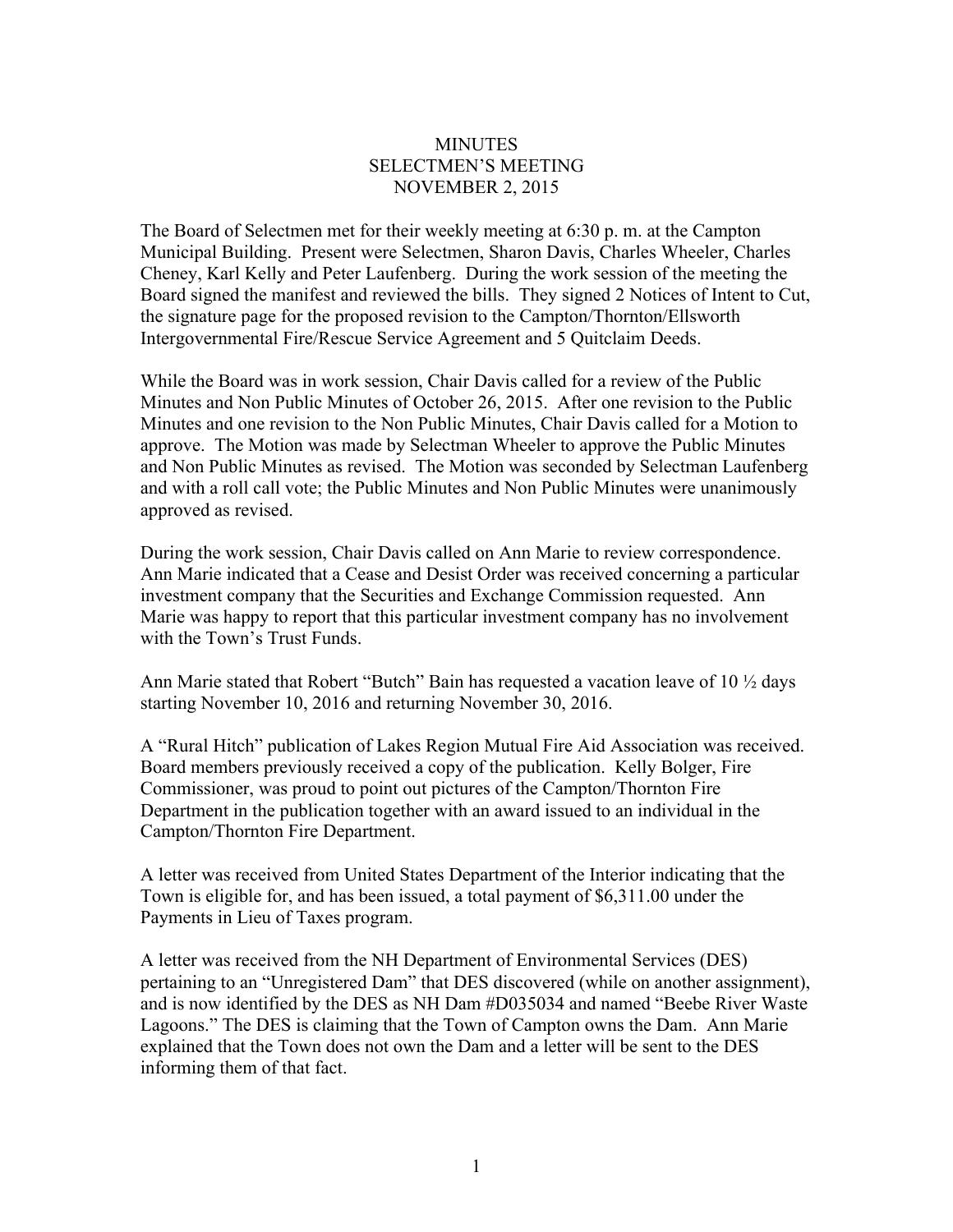# MINUTES
## SELECTMEN'S MEETING
## NOVEMBER 2, 2015

The Board of Selectmen met for their weekly meeting at 6:30 p. m. at the Campton Municipal Building. Present were Selectmen, Sharon Davis, Charles Wheeler, Charles Cheney, Karl Kelly and Peter Laufenberg. During the work session of the meeting the Board signed the manifest and reviewed the bills. They signed 2 Notices of Intent to Cut, the signature page for the proposed revision to the Campton/Thornton/Ellsworth Intergovernmental Fire/Rescue Service Agreement and 5 Quitclaim Deeds.

While the Board was in work session, Chair Davis called for a review of the Public Minutes and Non Public Minutes of October 26, 2015. After one revision to the Public Minutes and one revision to the Non Public Minutes, Chair Davis called for a Motion to approve. The Motion was made by Selectman Wheeler to approve the Public Minutes and Non Public Minutes as revised. The Motion was seconded by Selectman Laufenberg and with a roll call vote; the Public Minutes and Non Public Minutes were unanimously approved as revised.

During the work session, Chair Davis called on Ann Marie to review correspondence. Ann Marie indicated that a Cease and Desist Order was received concerning a particular investment company that the Securities and Exchange Commission requested. Ann Marie was happy to report that this particular investment company has no involvement with the Town's Trust Funds.

Ann Marie stated that Robert "Butch" Bain has requested a vacation leave of 10 ½ days starting November 10, 2016 and returning November 30, 2016.

A "Rural Hitch" publication of Lakes Region Mutual Fire Aid Association was received. Board members previously received a copy of the publication. Kelly Bolger, Fire Commissioner, was proud to point out pictures of the Campton/Thornton Fire Department in the publication together with an award issued to an individual in the Campton/Thornton Fire Department.

A letter was received from United States Department of the Interior indicating that the Town is eligible for, and has been issued, a total payment of $6,311.00 under the Payments in Lieu of Taxes program.

A letter was received from the NH Department of Environmental Services (DES) pertaining to an "Unregistered Dam" that DES discovered (while on another assignment), and is now identified by the DES as NH Dam #D035034 and named "Beebe River Waste Lagoons." The DES is claiming that the Town of Campton owns the Dam. Ann Marie explained that the Town does not own the Dam and a letter will be sent to the DES informing them of that fact.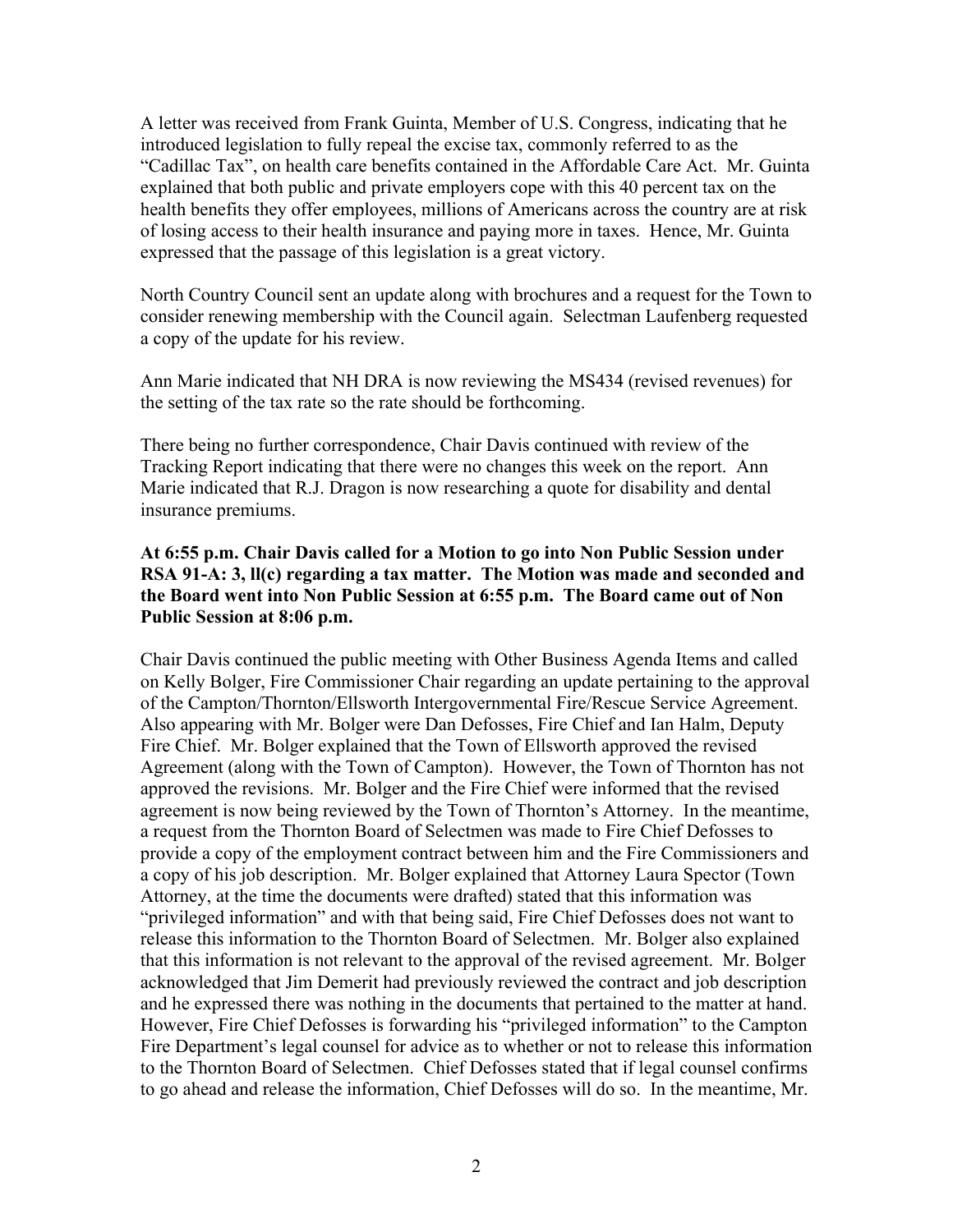A letter was received from Frank Guinta, Member of U.S. Congress, indicating that he introduced legislation to fully repeal the excise tax, commonly referred to as the "Cadillac Tax", on health care benefits contained in the Affordable Care Act. Mr. Guinta explained that both public and private employers cope with this 40 percent tax on the health benefits they offer employees, millions of Americans across the country are at risk of losing access to their health insurance and paying more in taxes. Hence, Mr. Guinta expressed that the passage of this legislation is a great victory.

North Country Council sent an update along with brochures and a request for the Town to consider renewing membership with the Council again. Selectman Laufenberg requested a copy of the update for his review.

Ann Marie indicated that NH DRA is now reviewing the MS434 (revised revenues) for the setting of the tax rate so the rate should be forthcoming.

There being no further correspondence, Chair Davis continued with review of the Tracking Report indicating that there were no changes this week on the report. Ann Marie indicated that R.J. Dragon is now researching a quote for disability and dental insurance premiums.

**At 6:55 p.m. Chair Davis called for a Motion to go into Non Public Session under RSA 91-A: 3, ll(c) regarding a tax matter. The Motion was made and seconded and the Board went into Non Public Session at 6:55 p.m. The Board came out of Non Public Session at 8:06 p.m.**

Chair Davis continued the public meeting with Other Business Agenda Items and called on Kelly Bolger, Fire Commissioner Chair regarding an update pertaining to the approval of the Campton/Thornton/Ellsworth Intergovernmental Fire/Rescue Service Agreement. Also appearing with Mr. Bolger were Dan Defosses, Fire Chief and Ian Halm, Deputy Fire Chief. Mr. Bolger explained that the Town of Ellsworth approved the revised Agreement (along with the Town of Campton). However, the Town of Thornton has not approved the revisions. Mr. Bolger and the Fire Chief were informed that the revised agreement is now being reviewed by the Town of Thornton's Attorney. In the meantime, a request from the Thornton Board of Selectmen was made to Fire Chief Defosses to provide a copy of the employment contract between him and the Fire Commissioners and a copy of his job description. Mr. Bolger explained that Attorney Laura Spector (Town Attorney, at the time the documents were drafted) stated that this information was "privileged information" and with that being said, Fire Chief Defosses does not want to release this information to the Thornton Board of Selectmen. Mr. Bolger also explained that this information is not relevant to the approval of the revised agreement. Mr. Bolger acknowledged that Jim Demerit had previously reviewed the contract and job description and he expressed there was nothing in the documents that pertained to the matter at hand. However, Fire Chief Defosses is forwarding his "privileged information" to the Campton Fire Department's legal counsel for advice as to whether or not to release this information to the Thornton Board of Selectmen. Chief Defosses stated that if legal counsel confirms to go ahead and release the information, Chief Defosses will do so. In the meantime, Mr.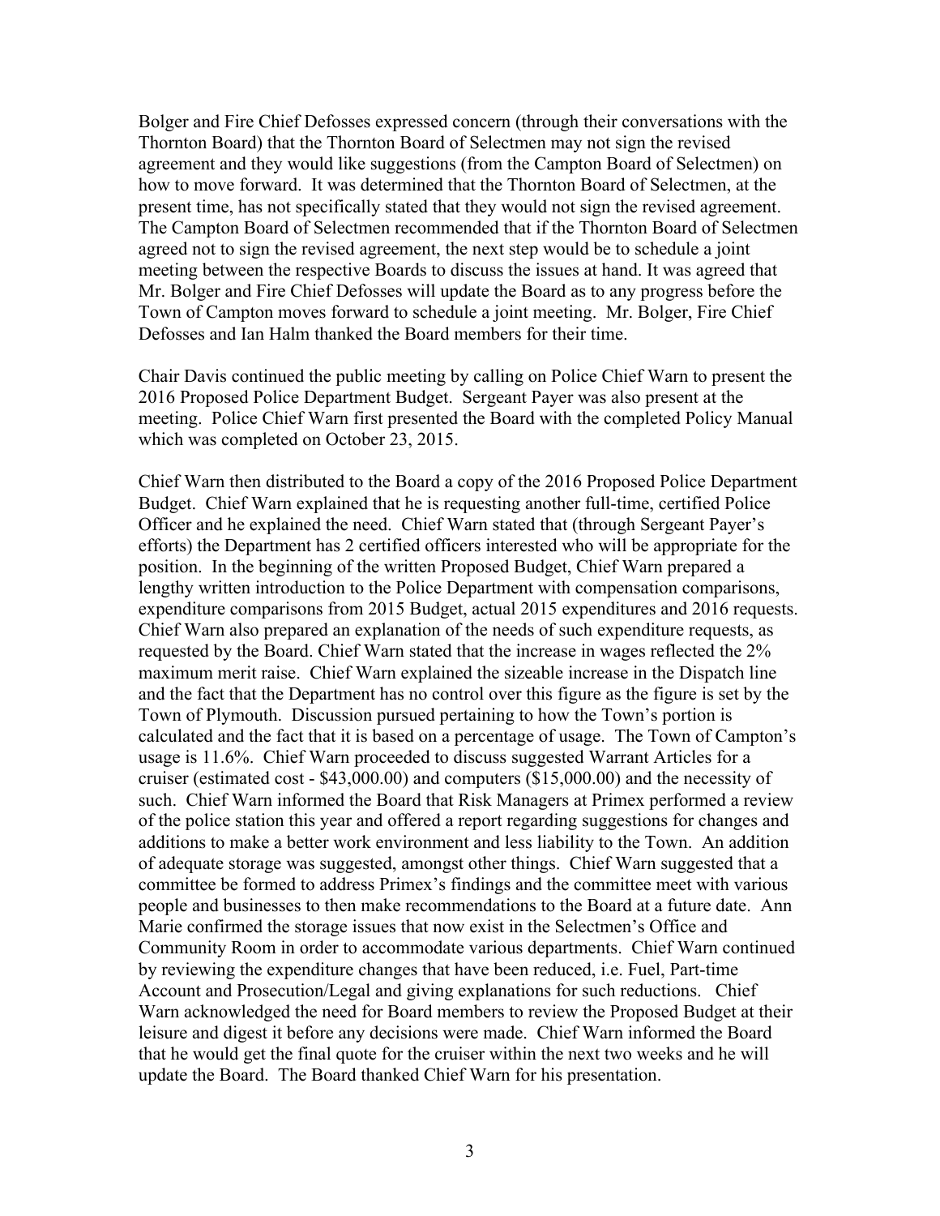Bolger and Fire Chief Defosses expressed concern (through their conversations with the Thornton Board) that the Thornton Board of Selectmen may not sign the revised agreement and they would like suggestions (from the Campton Board of Selectmen) on how to move forward. It was determined that the Thornton Board of Selectmen, at the present time, has not specifically stated that they would not sign the revised agreement. The Campton Board of Selectmen recommended that if the Thornton Board of Selectmen agreed not to sign the revised agreement, the next step would be to schedule a joint meeting between the respective Boards to discuss the issues at hand. It was agreed that Mr. Bolger and Fire Chief Defosses will update the Board as to any progress before the Town of Campton moves forward to schedule a joint meeting. Mr. Bolger, Fire Chief Defosses and Ian Halm thanked the Board members for their time.

Chair Davis continued the public meeting by calling on Police Chief Warn to present the 2016 Proposed Police Department Budget. Sergeant Payer was also present at the meeting. Police Chief Warn first presented the Board with the completed Policy Manual which was completed on October 23, 2015.

Chief Warn then distributed to the Board a copy of the 2016 Proposed Police Department Budget. Chief Warn explained that he is requesting another full-time, certified Police Officer and he explained the need. Chief Warn stated that (through Sergeant Payer's efforts) the Department has 2 certified officers interested who will be appropriate for the position. In the beginning of the written Proposed Budget, Chief Warn prepared a lengthy written introduction to the Police Department with compensation comparisons, expenditure comparisons from 2015 Budget, actual 2015 expenditures and 2016 requests. Chief Warn also prepared an explanation of the needs of such expenditure requests, as requested by the Board. Chief Warn stated that the increase in wages reflected the 2% maximum merit raise. Chief Warn explained the sizeable increase in the Dispatch line and the fact that the Department has no control over this figure as the figure is set by the Town of Plymouth. Discussion pursued pertaining to how the Town's portion is calculated and the fact that it is based on a percentage of usage. The Town of Campton's usage is 11.6%. Chief Warn proceeded to discuss suggested Warrant Articles for a cruiser (estimated cost - $43,000.00) and computers ($15,000.00) and the necessity of such. Chief Warn informed the Board that Risk Managers at Primex performed a review of the police station this year and offered a report regarding suggestions for changes and additions to make a better work environment and less liability to the Town. An addition of adequate storage was suggested, amongst other things. Chief Warn suggested that a committee be formed to address Primex's findings and the committee meet with various people and businesses to then make recommendations to the Board at a future date. Ann Marie confirmed the storage issues that now exist in the Selectmen's Office and Community Room in order to accommodate various departments. Chief Warn continued by reviewing the expenditure changes that have been reduced, i.e. Fuel, Part-time Account and Prosecution/Legal and giving explanations for such reductions. Chief Warn acknowledged the need for Board members to review the Proposed Budget at their leisure and digest it before any decisions were made. Chief Warn informed the Board that he would get the final quote for the cruiser within the next two weeks and he will update the Board. The Board thanked Chief Warn for his presentation.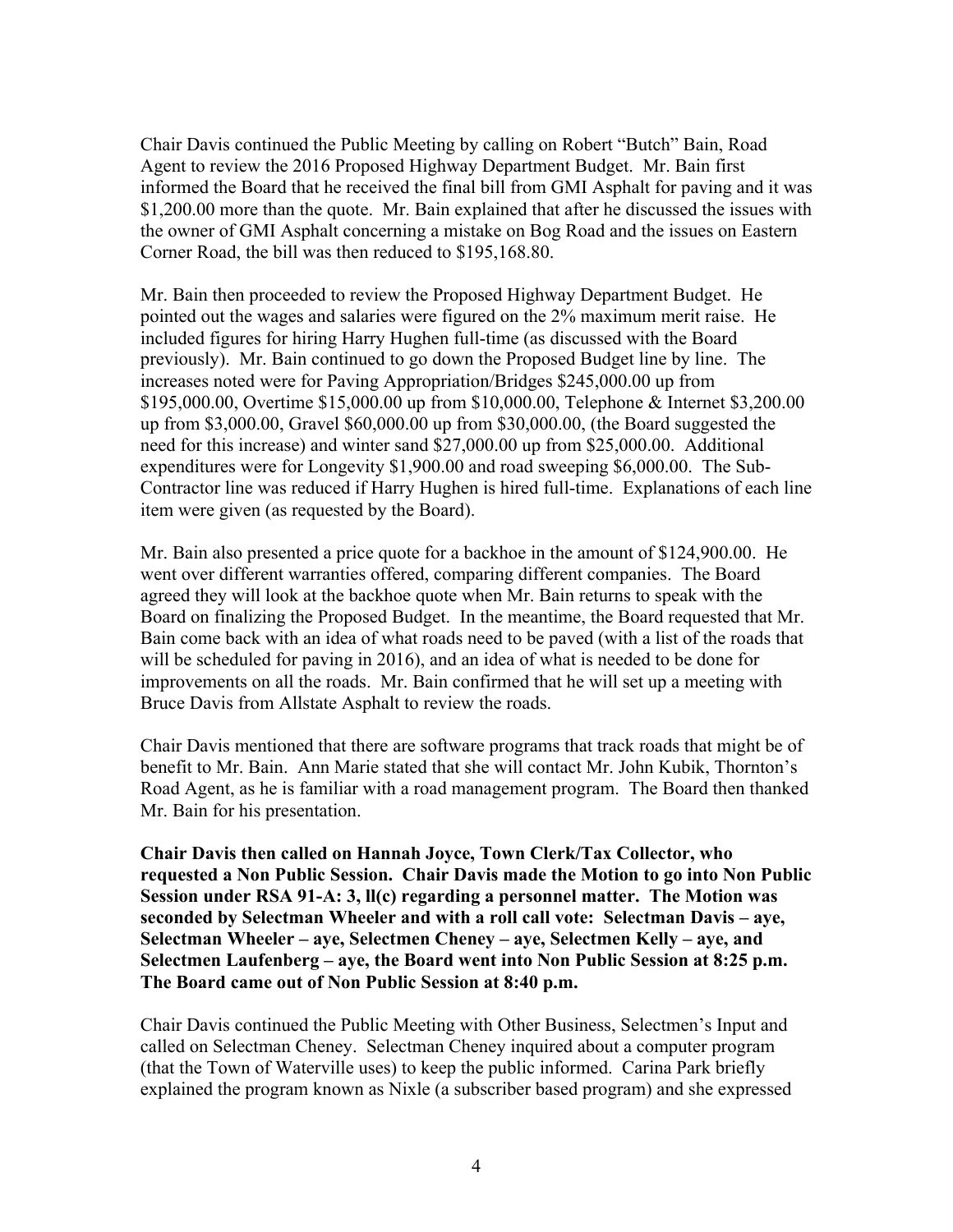Chair Davis continued the Public Meeting by calling on Robert "Butch" Bain, Road Agent to review the 2016 Proposed Highway Department Budget. Mr. Bain first informed the Board that he received the final bill from GMI Asphalt for paving and it was $1,200.00 more than the quote. Mr. Bain explained that after he discussed the issues with the owner of GMI Asphalt concerning a mistake on Bog Road and the issues on Eastern Corner Road, the bill was then reduced to $195,168.80.

Mr. Bain then proceeded to review the Proposed Highway Department Budget. He pointed out the wages and salaries were figured on the 2% maximum merit raise. He included figures for hiring Harry Hughen full-time (as discussed with the Board previously). Mr. Bain continued to go down the Proposed Budget line by line. The increases noted were for Paving Appropriation/Bridges $245,000.00 up from $195,000.00, Overtime $15,000.00 up from $10,000.00, Telephone & Internet $3,200.00 up from $3,000.00, Gravel $60,000.00 up from $30,000.00, (the Board suggested the need for this increase) and winter sand $27,000.00 up from $25,000.00. Additional expenditures were for Longevity $1,900.00 and road sweeping $6,000.00. The Sub-Contractor line was reduced if Harry Hughen is hired full-time. Explanations of each line item were given (as requested by the Board).

Mr. Bain also presented a price quote for a backhoe in the amount of $124,900.00. He went over different warranties offered, comparing different companies. The Board agreed they will look at the backhoe quote when Mr. Bain returns to speak with the Board on finalizing the Proposed Budget. In the meantime, the Board requested that Mr. Bain come back with an idea of what roads need to be paved (with a list of the roads that will be scheduled for paving in 2016), and an idea of what is needed to be done for improvements on all the roads. Mr. Bain confirmed that he will set up a meeting with Bruce Davis from Allstate Asphalt to review the roads.

Chair Davis mentioned that there are software programs that track roads that might be of benefit to Mr. Bain. Ann Marie stated that she will contact Mr. John Kubik, Thornton's Road Agent, as he is familiar with a road management program. The Board then thanked Mr. Bain for his presentation.

**Chair Davis then called on Hannah Joyce, Town Clerk/Tax Collector, who requested a Non Public Session. Chair Davis made the Motion to go into Non Public Session under RSA 91-A: 3, ll(c) regarding a personnel matter. The Motion was seconded by Selectman Wheeler and with a roll call vote: Selectman Davis – aye, Selectman Wheeler – aye, Selectmen Cheney – aye, Selectmen Kelly – aye, and Selectmen Laufenberg – aye, the Board went into Non Public Session at 8:25 p.m. The Board came out of Non Public Session at 8:40 p.m.**

Chair Davis continued the Public Meeting with Other Business, Selectmen's Input and called on Selectman Cheney. Selectman Cheney inquired about a computer program (that the Town of Waterville uses) to keep the public informed. Carina Park briefly explained the program known as Nixle (a subscriber based program) and she expressed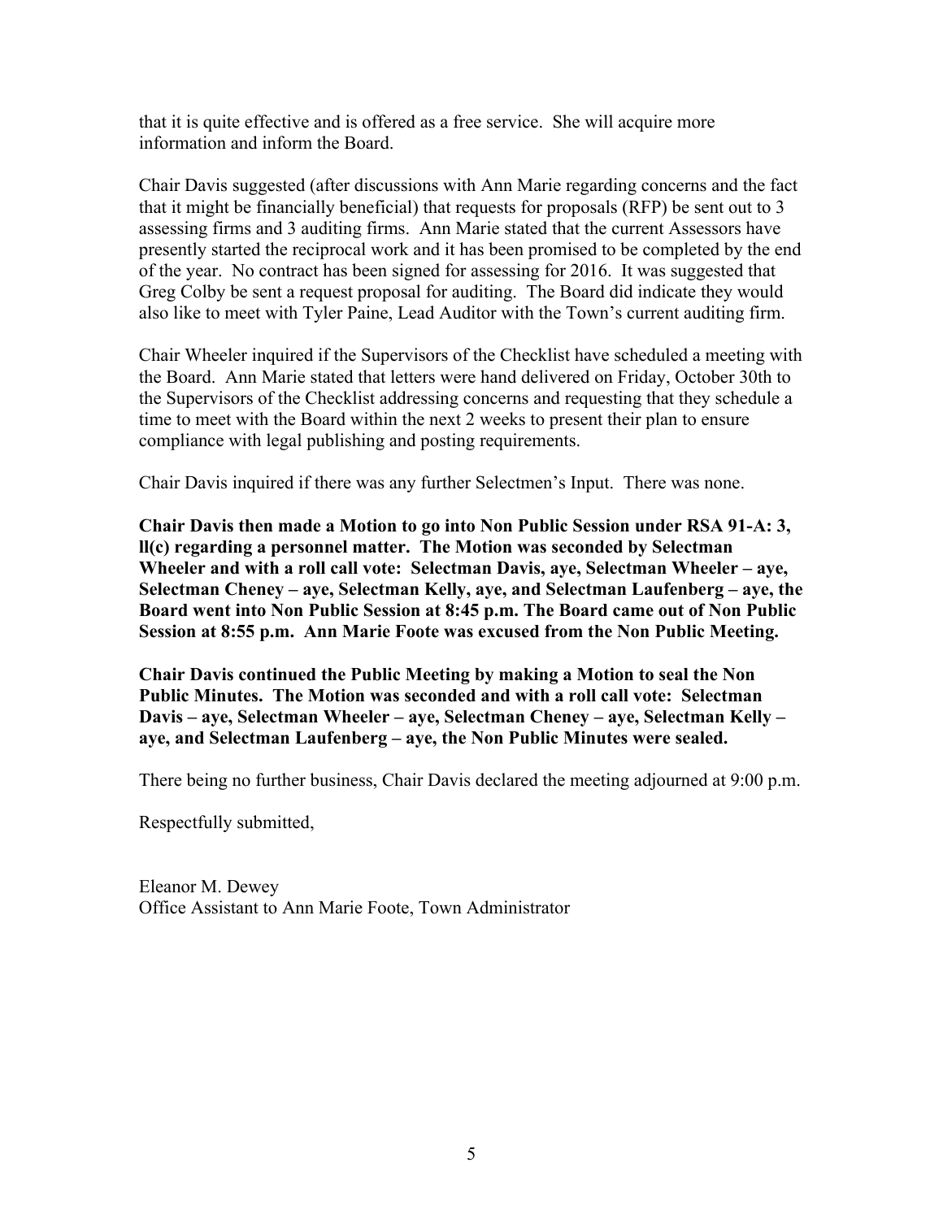that it is quite effective and is offered as a free service. She will acquire more information and inform the Board.

Chair Davis suggested (after discussions with Ann Marie regarding concerns and the fact that it might be financially beneficial) that requests for proposals (RFP) be sent out to 3 assessing firms and 3 auditing firms. Ann Marie stated that the current Assessors have presently started the reciprocal work and it has been promised to be completed by the end of the year. No contract has been signed for assessing for 2016. It was suggested that Greg Colby be sent a request proposal for auditing. The Board did indicate they would also like to meet with Tyler Paine, Lead Auditor with the Town's current auditing firm.

Chair Wheeler inquired if the Supervisors of the Checklist have scheduled a meeting with the Board. Ann Marie stated that letters were hand delivered on Friday, October 30th to the Supervisors of the Checklist addressing concerns and requesting that they schedule a time to meet with the Board within the next 2 weeks to present their plan to ensure compliance with legal publishing and posting requirements.

Chair Davis inquired if there was any further Selectmen's Input. There was none.

**Chair Davis then made a Motion to go into Non Public Session under RSA 91-A: 3, ll(c) regarding a personnel matter. The Motion was seconded by Selectman Wheeler and with a roll call vote: Selectman Davis, aye, Selectman Wheeler – aye, Selectman Cheney – aye, Selectman Kelly, aye, and Selectman Laufenberg – aye, the Board went into Non Public Session at 8:45 p.m. The Board came out of Non Public Session at 8:55 p.m. Ann Marie Foote was excused from the Non Public Meeting.**

**Chair Davis continued the Public Meeting by making a Motion to seal the Non Public Minutes. The Motion was seconded and with a roll call vote: Selectman Davis – aye, Selectman Wheeler – aye, Selectman Cheney – aye, Selectman Kelly – aye, and Selectman Laufenberg – aye, the Non Public Minutes were sealed.**

There being no further business, Chair Davis declared the meeting adjourned at 9:00 p.m.

Respectfully submitted,

Eleanor M. Dewey
Office Assistant to Ann Marie Foote, Town Administrator